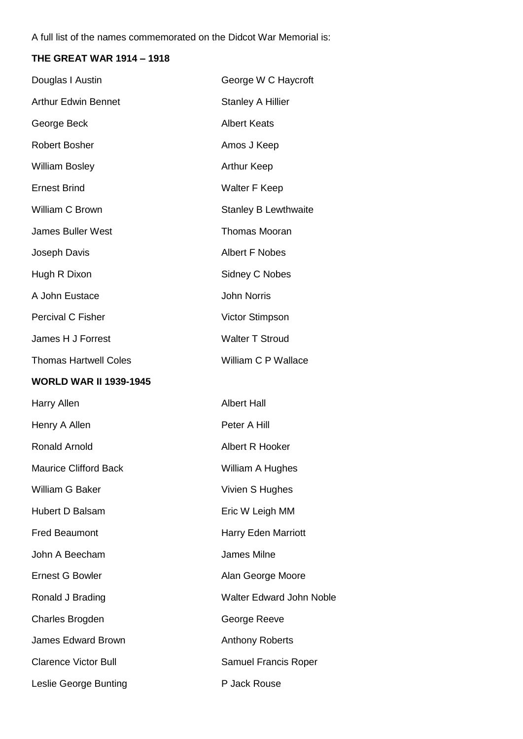A full list of the names commemorated on the Didcot War Memorial is:

**THE GREAT WAR 1914 – 1918**

Douglas I Austin
Arthur Edwin Bennet
George Beck
Robert Bosher
William Bosley
Ernest Brind
William C Brown
James Buller West
Joseph Davis
Hugh R Dixon
A John Eustace
Percival C Fisher
James H J Forrest
Thomas Hartwell Coles
George W C Haycroft
Stanley A Hillier
Albert Keats
Amos J Keep
Arthur Keep
Walter F Keep
Stanley B Lewthwaite
Thomas Mooran
Albert F Nobes
Sidney C Nobes
John Norris
Victor Stimpson
Walter T Stroud
William C P Wallace

**WORLD WAR II 1939-1945**

Harry Allen
Henry A Allen
Ronald Arnold
Maurice Clifford Back
William G Baker
Hubert D Balsam
Fred Beaumont
John A Beecham
Ernest G Bowler
Ronald J Brading
Charles Brogden
James Edward Brown
Clarence Victor Bull
Leslie George Bunting
Albert Hall
Peter A Hill
Albert R Hooker
William A Hughes
Vivien S Hughes
Eric W Leigh MM
Harry Eden Marriott
James Milne
Alan George Moore
Walter Edward John Noble
George Reeve
Anthony Roberts
Samuel Francis Roper
P Jack Rouse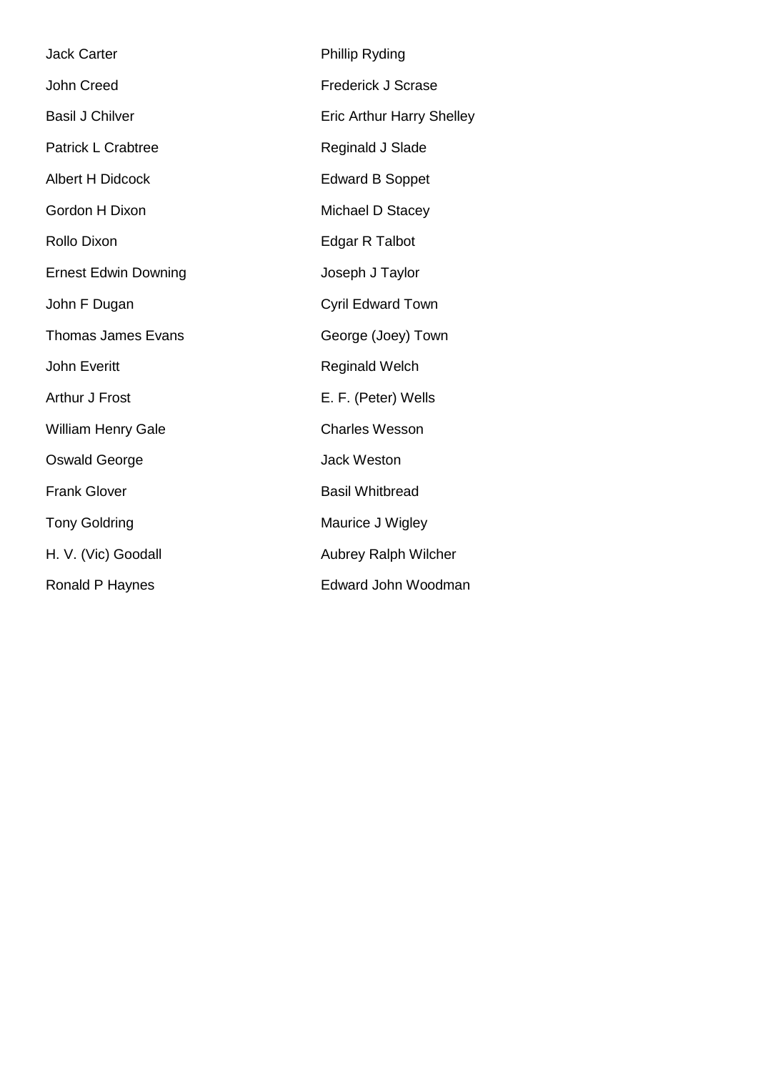Jack Carter

John Creed

Basil J Chilver

Patrick L Crabtree

Albert H Didcock

Gordon H Dixon

Rollo Dixon

Ernest Edwin Downing

John F Dugan

Thomas James Evans

John Everitt

Arthur J Frost

William Henry Gale

Oswald George

Frank Glover

Tony Goldring

H. V. (Vic) Goodall

Ronald P Haynes

Phillip Ryding

Frederick J Scrase

Eric Arthur Harry Shelley

Reginald J Slade

Edward B Soppet

Michael D Stacey

Edgar R Talbot

Joseph J Taylor

Cyril Edward Town

George (Joey) Town

Reginald Welch

E. F. (Peter) Wells

Charles Wesson

Jack Weston

Basil Whitbread

Maurice J Wigley

Aubrey Ralph Wilcher

Edward John Woodman